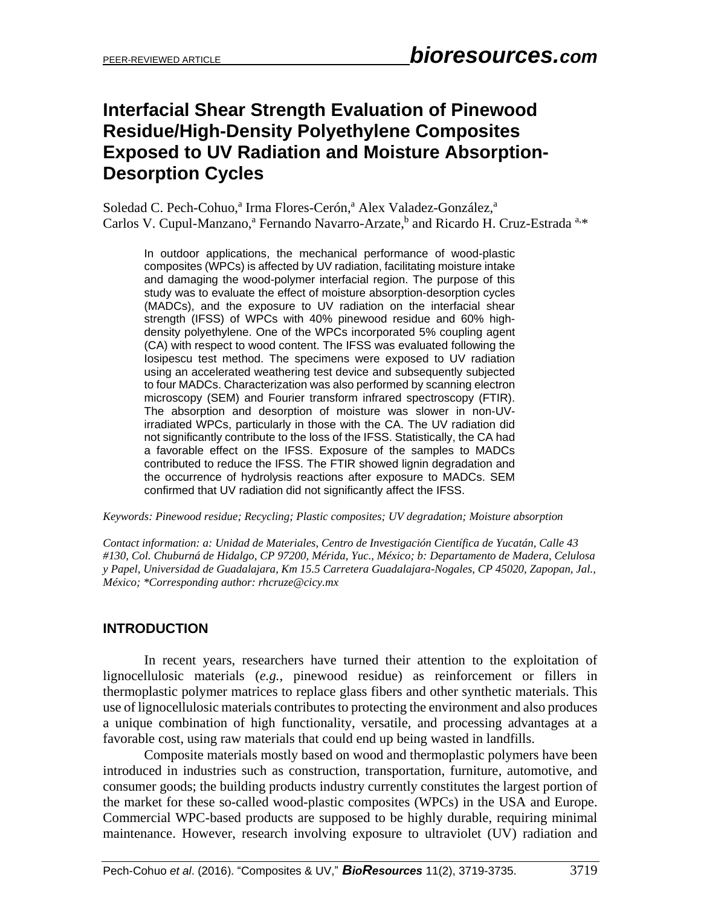# Interfacial Shear Strength Evaluation of Pinewood Residue/High-Density Polyethylene Composites Exposed to UV Radiation and Moisture Absorption-Desorption Cycles

Soledad C. Pech-Cohuo,[a] Irma Flores-Cerón,[a] Alex Valadez-González,[a] Carlos V. Cupul-Manzano,[a] Fernando Navarro-Arzate,[b] and Ricardo H. Cruz-Estrada [a,*]

In outdoor applications, the mechanical performance of wood-plastic composites (WPCs) is affected by UV radiation, facilitating moisture intake and damaging the wood-polymer interfacial region. The purpose of this study was to evaluate the effect of moisture absorption-desorption cycles (MADCs), and the exposure to UV radiation on the interfacial shear strength (IFSS) of WPCs with 40% pinewood residue and 60% high-density polyethylene. One of the WPCs incorporated 5% coupling agent (CA) with respect to wood content. The IFSS was evaluated following the Iosipescu test method. The specimens were exposed to UV radiation using an accelerated weathering test device and subsequently subjected to four MADCs. Characterization was also performed by scanning electron microscopy (SEM) and Fourier transform infrared spectroscopy (FTIR). The absorption and desorption of moisture was slower in non-UV-irradiated WPCs, particularly in those with the CA. The UV radiation did not significantly contribute to the loss of the IFSS. Statistically, the CA had a favorable effect on the IFSS. Exposure of the samples to MADCs contributed to reduce the IFSS. The FTIR showed lignin degradation and the occurrence of hydrolysis reactions after exposure to MADCs. SEM confirmed that UV radiation did not significantly affect the IFSS.

*Keywords: Pinewood residue; Recycling; Plastic composites; UV degradation; Moisture absorption*

*Contact information: a: Unidad de Materiales, Centro de Investigación Científica de Yucatán, Calle 43 #130, Col. Chuburná de Hidalgo, CP 97200, Mérida, Yuc., México; b: Departamento de Madera, Celulosa y Papel, Universidad de Guadalajara, Km 15.5 Carretera Guadalajara-Nogales, CP 45020, Zapopan, Jal., México; \*Corresponding author: rhcruze@cicy.mx*

## INTRODUCTION

In recent years, researchers have turned their attention to the exploitation of lignocellulosic materials (*e.g.*, pinewood residue) as reinforcement or fillers in thermoplastic polymer matrices to replace glass fibers and other synthetic materials. This use of lignocellulosic materials contributes to protecting the environment and also produces a unique combination of high functionality, versatile, and processing advantages at a favorable cost, using raw materials that could end up being wasted in landfills.

Composite materials mostly based on wood and thermoplastic polymers have been introduced in industries such as construction, transportation, furniture, automotive, and consumer goods; the building products industry currently constitutes the largest portion of the market for these so-called wood-plastic composites (WPCs) in the USA and Europe. Commercial WPC-based products are supposed to be highly durable, requiring minimal maintenance. However, research involving exposure to ultraviolet (UV) radiation and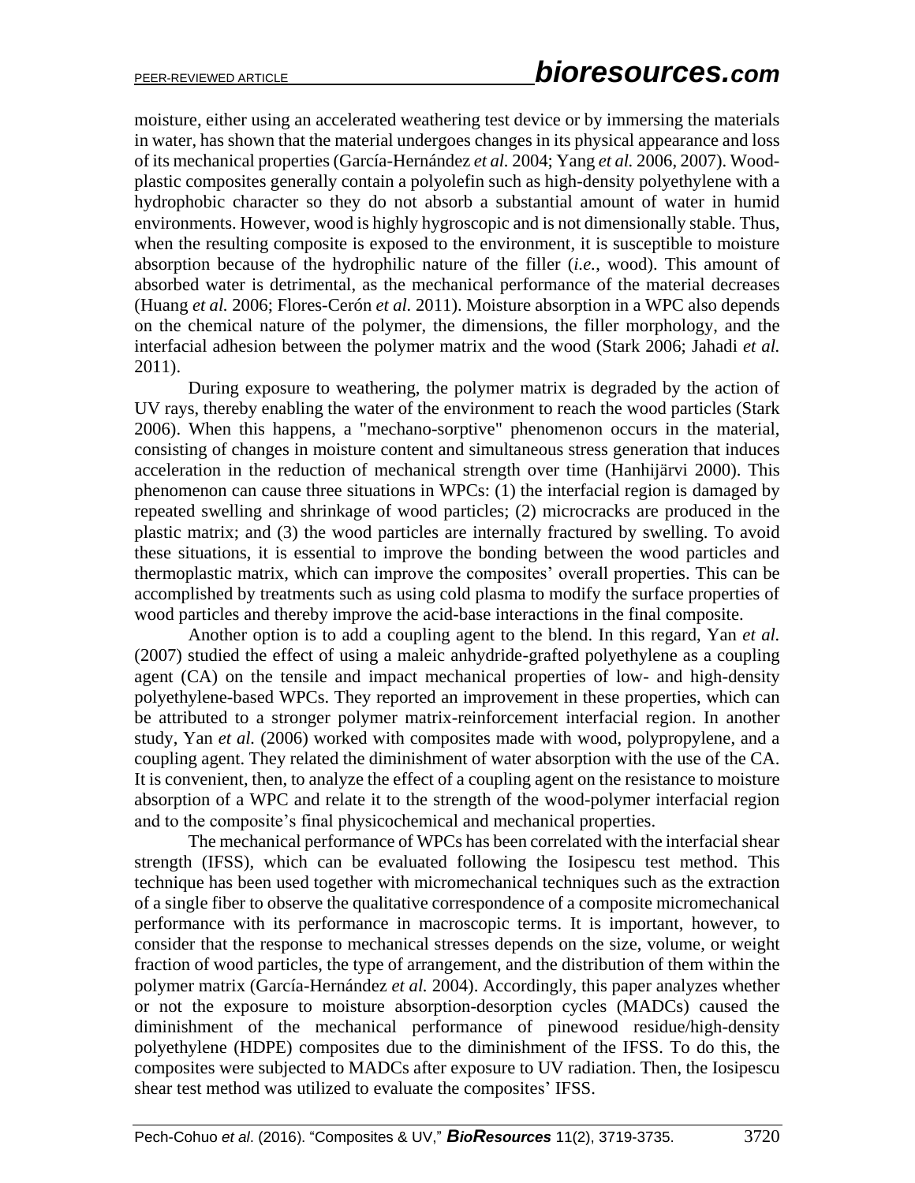moisture, either using an accelerated weathering test device or by immersing the materials in water, has shown that the material undergoes changes in its physical appearance and loss of its mechanical properties (García-Hernández *et al.* 2004; Yang *et al.* 2006, 2007). Wood-plastic composites generally contain a polyolefin such as high-density polyethylene with a hydrophobic character so they do not absorb a substantial amount of water in humid environments. However, wood is highly hygroscopic and is not dimensionally stable. Thus, when the resulting composite is exposed to the environment, it is susceptible to moisture absorption because of the hydrophilic nature of the filler (*i.e.*, wood). This amount of absorbed water is detrimental, as the mechanical performance of the material decreases (Huang *et al.* 2006; Flores-Cerón *et al.* 2011). Moisture absorption in a WPC also depends on the chemical nature of the polymer, the dimensions, the filler morphology, and the interfacial adhesion between the polymer matrix and the wood (Stark 2006; Jahadi *et al.* 2011).

During exposure to weathering, the polymer matrix is degraded by the action of UV rays, thereby enabling the water of the environment to reach the wood particles (Stark 2006). When this happens, a "mechano-sorptive" phenomenon occurs in the material, consisting of changes in moisture content and simultaneous stress generation that induces acceleration in the reduction of mechanical strength over time (Hanhijärvi 2000). This phenomenon can cause three situations in WPCs: (1) the interfacial region is damaged by repeated swelling and shrinkage of wood particles; (2) microcracks are produced in the plastic matrix; and (3) the wood particles are internally fractured by swelling. To avoid these situations, it is essential to improve the bonding between the wood particles and thermoplastic matrix, which can improve the composites' overall properties. This can be accomplished by treatments such as using cold plasma to modify the surface properties of wood particles and thereby improve the acid-base interactions in the final composite.

Another option is to add a coupling agent to the blend. In this regard, Yan *et al.* (2007) studied the effect of using a maleic anhydride-grafted polyethylene as a coupling agent (CA) on the tensile and impact mechanical properties of low- and high-density polyethylene-based WPCs. They reported an improvement in these properties, which can be attributed to a stronger polymer matrix-reinforcement interfacial region. In another study, Yan *et al.* (2006) worked with composites made with wood, polypropylene, and a coupling agent. They related the diminishment of water absorption with the use of the CA. It is convenient, then, to analyze the effect of a coupling agent on the resistance to moisture absorption of a WPC and relate it to the strength of the wood-polymer interfacial region and to the composite's final physicochemical and mechanical properties.

The mechanical performance of WPCs has been correlated with the interfacial shear strength (IFSS), which can be evaluated following the Iosipescu test method. This technique has been used together with micromechanical techniques such as the extraction of a single fiber to observe the qualitative correspondence of a composite micromechanical performance with its performance in macroscopic terms. It is important, however, to consider that the response to mechanical stresses depends on the size, volume, or weight fraction of wood particles, the type of arrangement, and the distribution of them within the polymer matrix (García-Hernández *et al.* 2004). Accordingly, this paper analyzes whether or not the exposure to moisture absorption-desorption cycles (MADCs) caused the diminishment of the mechanical performance of pinewood residue/high-density polyethylene (HDPE) composites due to the diminishment of the IFSS. To do this, the composites were subjected to MADCs after exposure to UV radiation. Then, the Iosipescu shear test method was utilized to evaluate the composites' IFSS.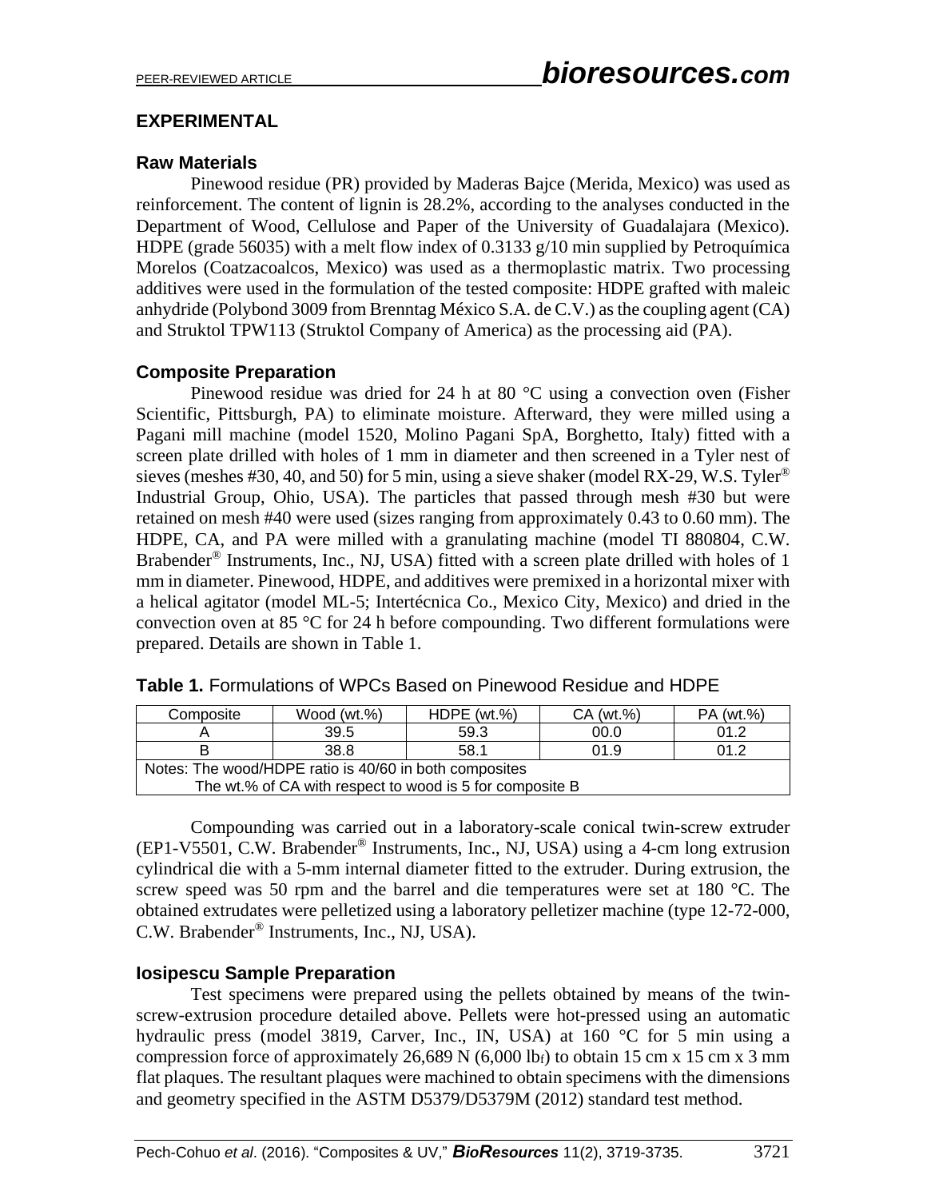## EXPERIMENTAL

### Raw Materials

Pinewood residue (PR) provided by Maderas Bajce (Merida, Mexico) was used as reinforcement. The content of lignin is 28.2%, according to the analyses conducted in the Department of Wood, Cellulose and Paper of the University of Guadalajara (Mexico). HDPE (grade 56035) with a melt flow index of 0.3133 g/10 min supplied by Petroquímica Morelos (Coatzacoalcos, Mexico) was used as a thermoplastic matrix. Two processing additives were used in the formulation of the tested composite: HDPE grafted with maleic anhydride (Polybond 3009 from Brenntag México S.A. de C.V.) as the coupling agent (CA) and Struktol TPW113 (Struktol Company of America) as the processing aid (PA).

### Composite Preparation

Pinewood residue was dried for 24 h at 80 °C using a convection oven (Fisher Scientific, Pittsburgh, PA) to eliminate moisture. Afterward, they were milled using a Pagani mill machine (model 1520, Molino Pagani SpA, Borghetto, Italy) fitted with a screen plate drilled with holes of 1 mm in diameter and then screened in a Tyler nest of sieves (meshes #30, 40, and 50) for 5 min, using a sieve shaker (model RX-29, W.S. Tyler® Industrial Group, Ohio, USA). The particles that passed through mesh #30 but were retained on mesh #40 were used (sizes ranging from approximately 0.43 to 0.60 mm). The HDPE, CA, and PA were milled with a granulating machine (model TI 880804, C.W. Brabender® Instruments, Inc., NJ, USA) fitted with a screen plate drilled with holes of 1 mm in diameter. Pinewood, HDPE, and additives were premixed in a horizontal mixer with a helical agitator (model ML-5; Intertécnica Co., Mexico City, Mexico) and dried in the convection oven at 85 °C for 24 h before compounding. Two different formulations were prepared. Details are shown in Table 1.

**Table 1.** Formulations of WPCs Based on Pinewood Residue and HDPE

| Composite | Wood (wt.%) | HDPE (wt.%) | CA (wt.%) | PA (wt.%) |
|---|---|---|---|---|
| A | 39.5 | 59.3 | 00.0 | 01.2 |
| B | 38.8 | 58.1 | 01.9 | 01.2 |
| Notes: The wood/HDPE ratio is 40/60 in both composites<br>The wt.% of CA with respect to wood is 5 for composite B | | | | |

Compounding was carried out in a laboratory-scale conical twin-screw extruder (EP1-V5501, C.W. Brabender® Instruments, Inc., NJ, USA) using a 4-cm long extrusion cylindrical die with a 5-mm internal diameter fitted to the extruder. During extrusion, the screw speed was 50 rpm and the barrel and die temperatures were set at 180 °C. The obtained extrudates were pelletized using a laboratory pelletizer machine (type 12-72-000, C.W. Brabender® Instruments, Inc., NJ, USA).

### Iosipescu Sample Preparation

Test specimens were prepared using the pellets obtained by means of the twin-screw-extrusion procedure detailed above. Pellets were hot-pressed using an automatic hydraulic press (model 3819, Carver, Inc., IN, USA) at 160 °C for 5 min using a compression force of approximately 26,689 N (6,000 $lb_f$) to obtain 15 cm x 15 cm x 3 mm flat plaques. The resultant plaques were machined to obtain specimens with the dimensions and geometry specified in the ASTM D5379/D5379M (2012) standard test method.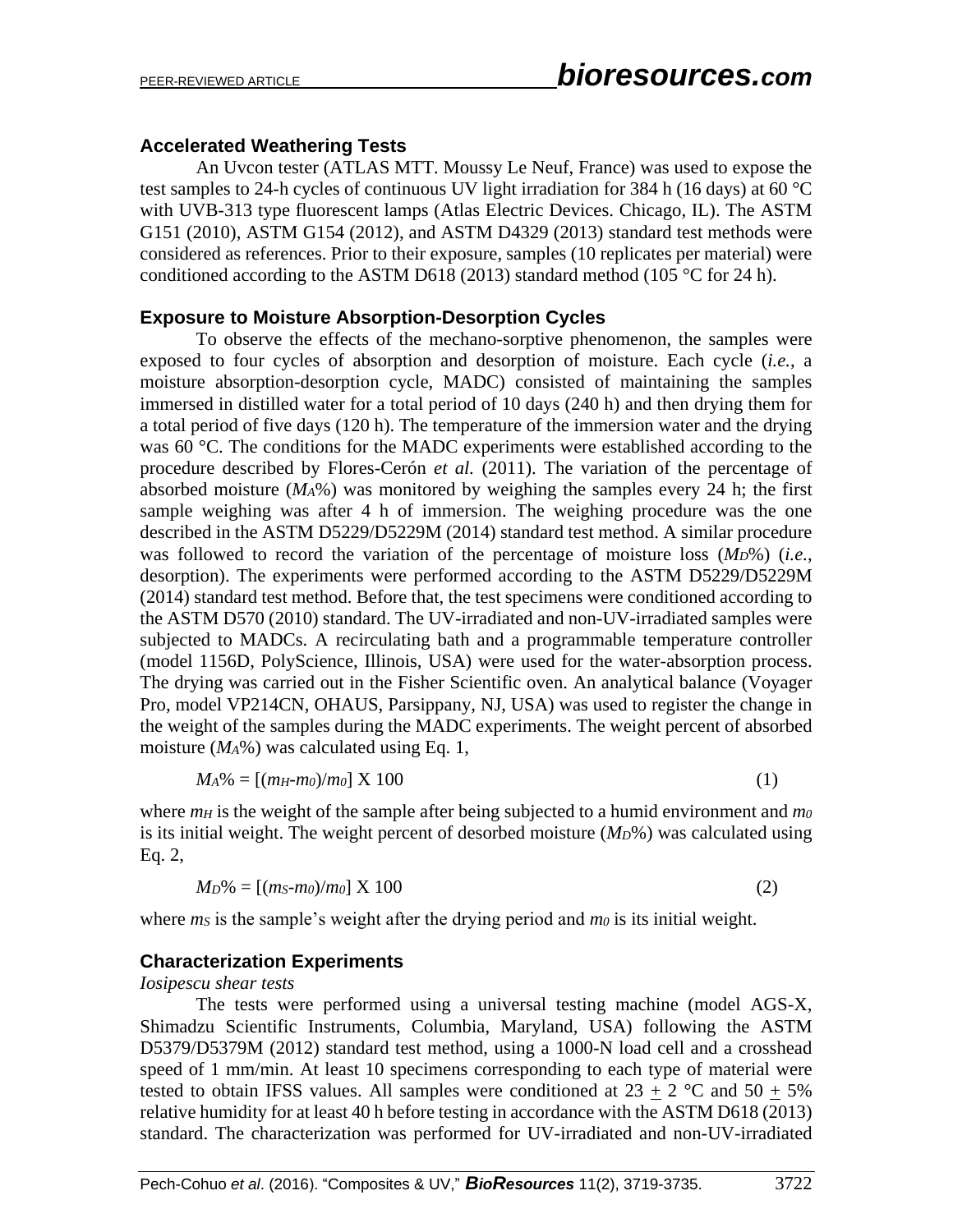### Accelerated Weathering Tests

An Uvcon tester (ATLAS MTT. Moussy Le Neuf, France) was used to expose the test samples to 24-h cycles of continuous UV light irradiation for 384 h (16 days) at 60 °C with UVB-313 type fluorescent lamps (Atlas Electric Devices. Chicago, IL). The ASTM G151 (2010), ASTM G154 (2012), and ASTM D4329 (2013) standard test methods were considered as references. Prior to their exposure, samples (10 replicates per material) were conditioned according to the ASTM D618 (2013) standard method (105 °C for 24 h).

### Exposure to Moisture Absorption-Desorption Cycles

To observe the effects of the mechano-sorptive phenomenon, the samples were exposed to four cycles of absorption and desorption of moisture. Each cycle (*i.e.*, a moisture absorption-desorption cycle, MADC) consisted of maintaining the samples immersed in distilled water for a total period of 10 days (240 h) and then drying them for a total period of five days (120 h). The temperature of the immersion water and the drying was 60 °C. The conditions for the MADC experiments were established according to the procedure described by Flores-Cerón *et al.* (2011). The variation of the percentage of absorbed moisture ($M_A$%) was monitored by weighing the samples every 24 h; the first sample weighing was after 4 h of immersion. The weighing procedure was the one described in the ASTM D5229/D5229M (2014) standard test method. A similar procedure was followed to record the variation of the percentage of moisture loss ($M_D$%) (*i.e.*, desorption). The experiments were performed according to the ASTM D5229/D5229M (2014) standard test method. Before that, the test specimens were conditioned according to the ASTM D570 (2010) standard. The UV-irradiated and non-UV-irradiated samples were subjected to MADCs. A recirculating bath and a programmable temperature controller (model 1156D, PolyScience, Illinois, USA) were used for the water-absorption process. The drying was carried out in the Fisher Scientific oven. An analytical balance (Voyager Pro, model VP214CN, OHAUS, Parsippany, NJ, USA) was used to register the change in the weight of the samples during the MADC experiments. The weight percent of absorbed moisture ($M_A$%) was calculated using Eq. 1,

$$M_A\% = [(m_H - m_0)/m_0] \times 100 \tag{1}$$

where $m_H$ is the weight of the sample after being subjected to a humid environment and $m_0$ is its initial weight. The weight percent of desorbed moisture ($M_D$%) was calculated using Eq. 2,

$$M_D\% = [(m_S - m_0)/m_0] \times 100 \tag{2}$$

where $m_S$ is the sample's weight after the drying period and $m_0$ is its initial weight.

### Characterization Experiments

*Iosipescu shear tests*

The tests were performed using a universal testing machine (model AGS-X, Shimadzu Scientific Instruments, Columbia, Maryland, USA) following the ASTM D5379/D5379M (2012) standard test method, using a 1000-N load cell and a crosshead speed of 1 mm/min. At least 10 specimens corresponding to each type of material were tested to obtain IFSS values. All samples were conditioned at 23 $\pm$ 2 °C and 50 $\pm$ 5% relative humidity for at least 40 h before testing in accordance with the ASTM D618 (2013) standard. The characterization was performed for UV-irradiated and non-UV-irradiated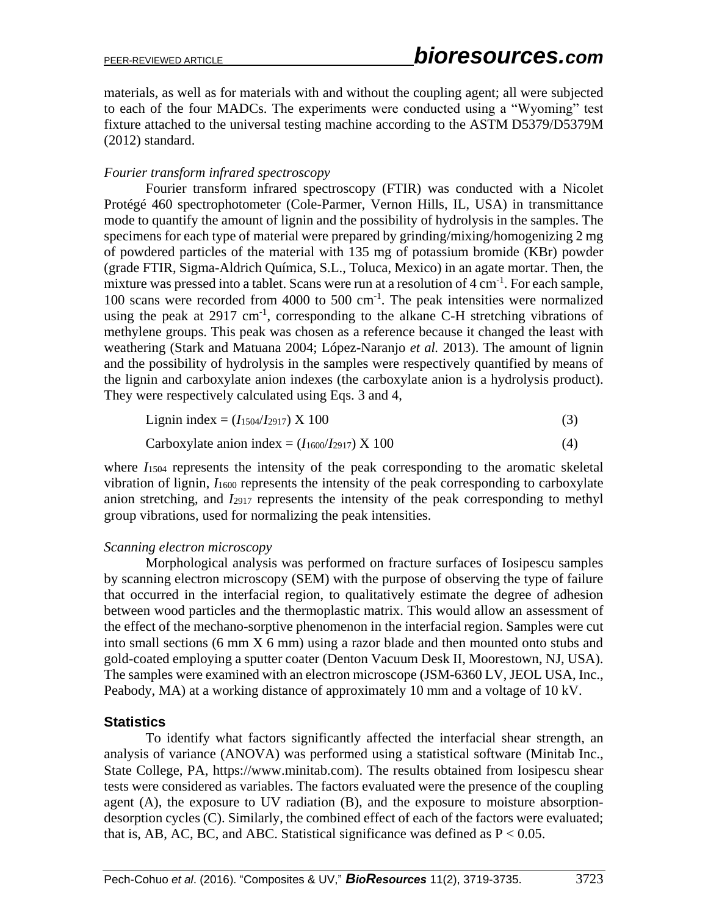materials, as well as for materials with and without the coupling agent; all were subjected to each of the four MADCs. The experiments were conducted using a "Wyoming" test fixture attached to the universal testing machine according to the ASTM D5379/D5379M (2012) standard.

*Fourier transform infrared spectroscopy*

Fourier transform infrared spectroscopy (FTIR) was conducted with a Nicolet Protégé 460 spectrophotometer (Cole-Parmer, Vernon Hills, IL, USA) in transmittance mode to quantify the amount of lignin and the possibility of hydrolysis in the samples. The specimens for each type of material were prepared by grinding/mixing/homogenizing 2 mg of powdered particles of the material with 135 mg of potassium bromide (KBr) powder (grade FTIR, Sigma-Aldrich Química, S.L., Toluca, Mexico) in an agate mortar. Then, the mixture was pressed into a tablet. Scans were run at a resolution of 4 $cm^{-1}$. For each sample, 100 scans were recorded from 4000 to 500 $cm^{-1}$. The peak intensities were normalized using the peak at 2917 $cm^{-1}$, corresponding to the alkane C-H stretching vibrations of methylene groups. This peak was chosen as a reference because it changed the least with weathering (Stark and Matuana 2004; López-Naranjo *et al.* 2013). The amount of lignin and the possibility of hydrolysis in the samples were respectively quantified by means of the lignin and carboxylate anion indexes (the carboxylate anion is a hydrolysis product). They were respectively calculated using Eqs. 3 and 4,

$$\text{Lignin index} = (I_{1504}/I_{2917}) \times 100 \tag{3}$$

$$\text{Carboxylate anion index} = (I_{1600}/I_{2917}) \times 100 \tag{4}$$

where $I_{1504}$ represents the intensity of the peak corresponding to the aromatic skeletal vibration of lignin, $I_{1600}$ represents the intensity of the peak corresponding to carboxylate anion stretching, and $I_{2917}$ represents the intensity of the peak corresponding to methyl group vibrations, used for normalizing the peak intensities.

*Scanning electron microscopy*

Morphological analysis was performed on fracture surfaces of Iosipescu samples by scanning electron microscopy (SEM) with the purpose of observing the type of failure that occurred in the interfacial region, to qualitatively estimate the degree of adhesion between wood particles and the thermoplastic matrix. This would allow an assessment of the effect of the mechano-sorptive phenomenon in the interfacial region. Samples were cut into small sections (6 mm X 6 mm) using a razor blade and then mounted onto stubs and gold-coated employing a sputter coater (Denton Vacuum Desk II, Moorestown, NJ, USA). The samples were examined with an electron microscope (JSM-6360 LV, JEOL USA, Inc., Peabody, MA) at a working distance of approximately 10 mm and a voltage of 10 kV.

## Statistics

To identify what factors significantly affected the interfacial shear strength, an analysis of variance (ANOVA) was performed using a statistical software (Minitab Inc., State College, PA, https://www.minitab.com). The results obtained from Iosipescu shear tests were considered as variables. The factors evaluated were the presence of the coupling agent (A), the exposure to UV radiation (B), and the exposure to moisture absorption-desorption cycles (C). Similarly, the combined effect of each of the factors were evaluated; that is, AB, AC, BC, and ABC. Statistical significance was defined as $P < 0.05$.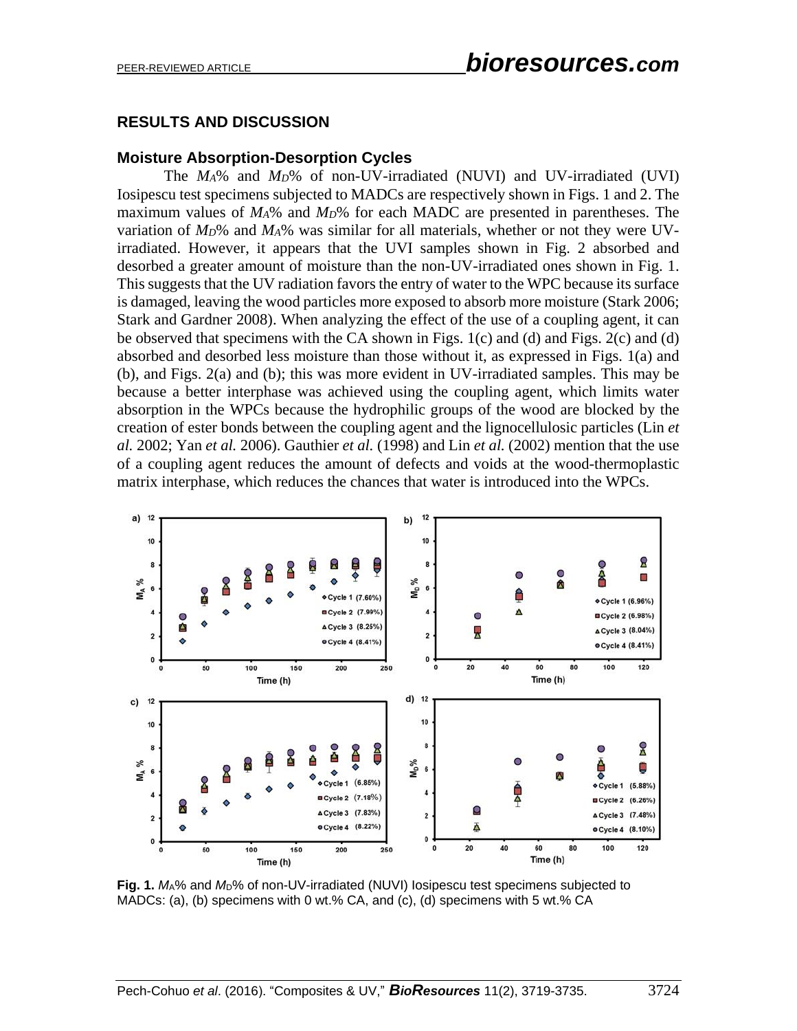## RESULTS AND DISCUSSION

### Moisture Absorption-Desorption Cycles

The $M_A$% and $M_D$% of non-UV-irradiated (NUVI) and UV-irradiated (UVI) Iosipescu test specimens subjected to MADCs are respectively shown in Figs. 1 and 2. The maximum values of $M_A$% and $M_D$% for each MADC are presented in parentheses. The variation of $M_D$% and $M_A$% was similar for all materials, whether or not they were UV-irradiated. However, it appears that the UVI samples shown in Fig. 2 absorbed and desorbed a greater amount of moisture than the non-UV-irradiated ones shown in Fig. 1. This suggests that the UV radiation favors the entry of water to the WPC because its surface is damaged, leaving the wood particles more exposed to absorb more moisture (Stark 2006; Stark and Gardner 2008). When analyzing the effect of the use of a coupling agent, it can be observed that specimens with the CA shown in Figs. 1(c) and (d) and Figs. 2(c) and (d) absorbed and desorbed less moisture than those without it, as expressed in Figs. 1(a) and (b), and Figs. 2(a) and (b); this was more evident in UV-irradiated samples. This may be because a better interphase was achieved using the coupling agent, which limits water absorption in the WPCs because the hydrophilic groups of the wood are blocked by the creation of ester bonds between the coupling agent and the lignocellulosic particles (Lin *et al.* 2002; Yan *et al.* 2006). Gauthier *et al.* (1998) and Lin *et al.* (2002) mention that the use of a coupling agent reduces the amount of defects and voids at the wood-thermoplastic matrix interphase, which reduces the chances that water is introduced into the WPCs.

**Fig. 1.** $M_A$% and $M_D$% of non-UV-irradiated (NUVI) Iosipescu test specimens subjected to MADCs: (a), (b) specimens with 0 wt.% CA, and (c), (d) specimens with 5 wt.% CA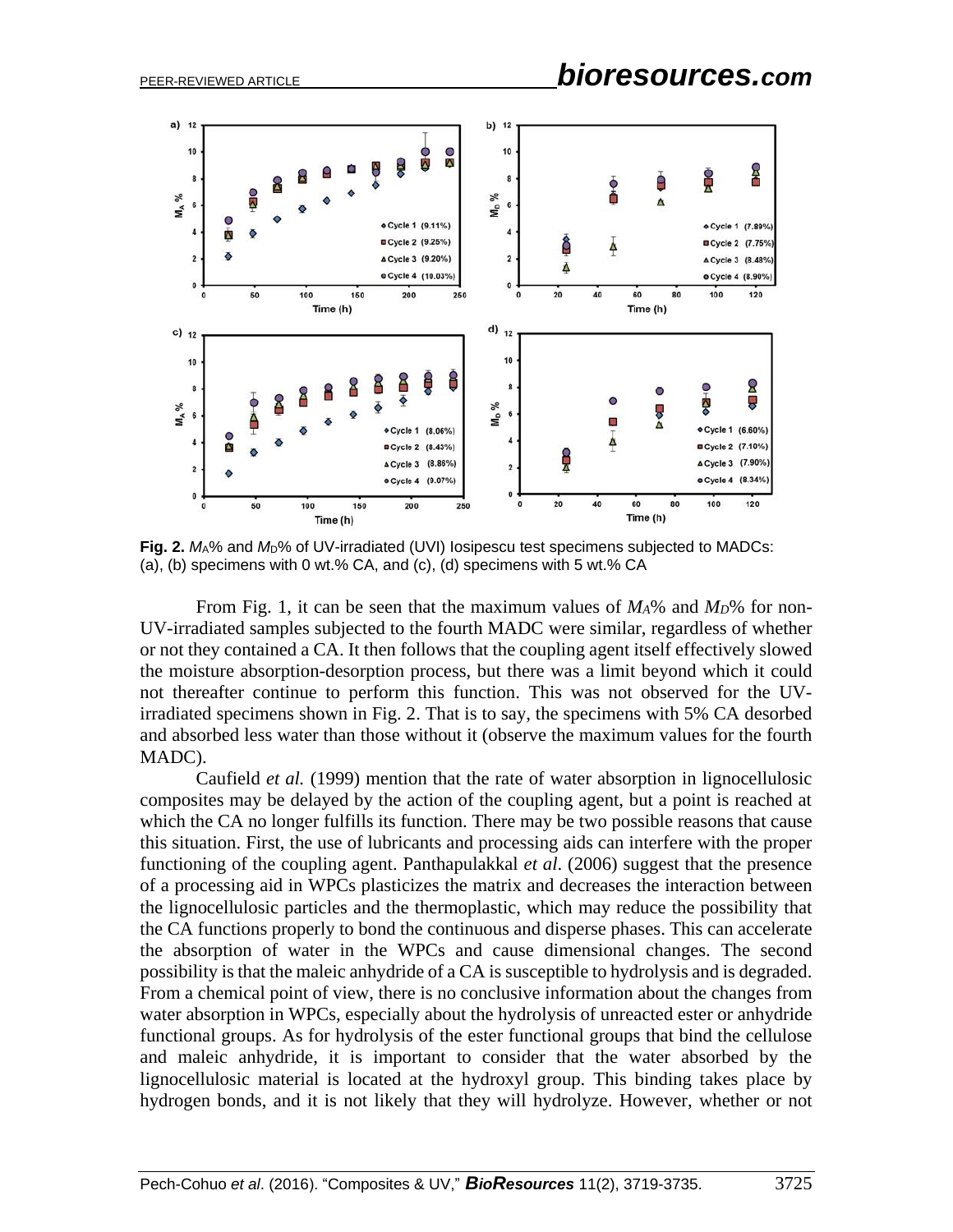**Fig. 2.** $M_A$% and $M_D$% of UV-irradiated (UVI) Iosipescu test specimens subjected to MADCs: (a), (b) specimens with 0 wt.% CA, and (c), (d) specimens with 5 wt.% CA

From Fig. 1, it can be seen that the maximum values of $M_A$% and $M_D$% for non-UV-irradiated samples subjected to the fourth MADC were similar, regardless of whether or not they contained a CA. It then follows that the coupling agent itself effectively slowed the moisture absorption-desorption process, but there was a limit beyond which it could not thereafter continue to perform this function. This was not observed for the UV-irradiated specimens shown in Fig. 2. That is to say, the specimens with 5% CA desorbed and absorbed less water than those without it (observe the maximum values for the fourth MADC).

Caufield *et al.* (1999) mention that the rate of water absorption in lignocellulosic composites may be delayed by the action of the coupling agent, but a point is reached at which the CA no longer fulfills its function. There may be two possible reasons that cause this situation. First, the use of lubricants and processing aids can interfere with the proper functioning of the coupling agent. Panthapulakkal *et al*. (2006) suggest that the presence of a processing aid in WPCs plasticizes the matrix and decreases the interaction between the lignocellulosic particles and the thermoplastic, which may reduce the possibility that the CA functions properly to bond the continuous and disperse phases. This can accelerate the absorption of water in the WPCs and cause dimensional changes. The second possibility is that the maleic anhydride of a CA is susceptible to hydrolysis and is degraded. From a chemical point of view, there is no conclusive information about the changes from water absorption in WPCs, especially about the hydrolysis of unreacted ester or anhydride functional groups. As for hydrolysis of the ester functional groups that bind the cellulose and maleic anhydride, it is important to consider that the water absorbed by the lignocellulosic material is located at the hydroxyl group. This binding takes place by hydrogen bonds, and it is not likely that they will hydrolyze. However, whether or not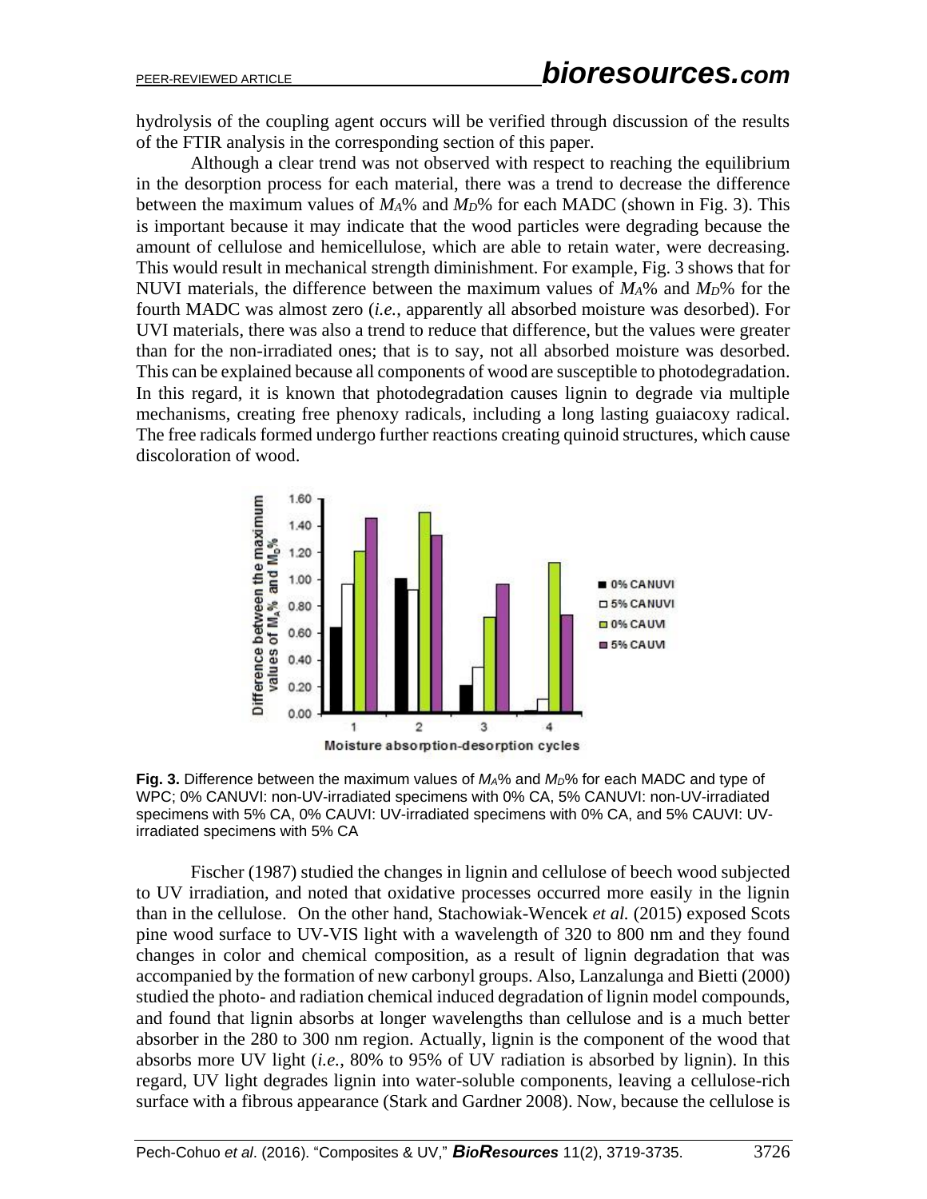hydrolysis of the coupling agent occurs will be verified through discussion of the results of the FTIR analysis in the corresponding section of this paper.

Although a clear trend was not observed with respect to reaching the equilibrium in the desorption process for each material, there was a trend to decrease the difference between the maximum values of $M_A$% and $M_D$% for each MADC (shown in Fig. 3). This is important because it may indicate that the wood particles were degrading the amount of cellulose and hemicellulose, which are able to retain water, were decreasing. This would result in mechanical strength diminishment. For example, Fig. 3 shows that for NUVI materials, the difference between the maximum values of $M_A$% and $M_D$% for the fourth MADC was almost zero (*i.e.*, apparently all absorbed moisture was desorbed). For UVI materials, there was also a trend to reduce that difference, but the values were greater than for the non-irradiated ones; that is to say, not all absorbed moisture was desorbed. This can be explained because all components of wood are susceptible to photodegradation. In this regard, it is known that photodegradation causes lignin to degrade via multiple mechanisms, creating free phenoxy radicals, including a long lasting guaiacoxy radical. The free radicals formed undergo further reactions creating quinoid structures, which cause discoloration of wood.

**Fig. 3.** Difference between the maximum values of $M_A$% and $M_D$% for each MADC and type of WPC; 0% CANUVI: non-UV-irradiated specimens with 0% CA, 5% CANUVI: non-UV-irradiated specimens with 5% CA, 0% CAUVI: UV-irradiated specimens with 0% CA, and 5% CAUVI: UV-irradiated specimens with 5% CA

Fischer (1987) studied the changes in lignin and cellulose of beech wood subjected to UV irradiation, and noted that oxidative processes occurred more easily in the lignin than in the cellulose. On the other hand, Stachowiak-Wencek *et al.* (2015) exposed Scots pine wood surface to UV-VIS light with a wavelength of 320 to 800 nm and they found changes in color and chemical composition, as a result of lignin degradation that was accompanied by the formation of new carbonyl groups. Also, Lanzalunga and Bietti (2000) studied the photo- and radiation chemical induced degradation of lignin model compounds, and found that lignin absorbs at longer wavelengths than cellulose and is a much better absorber in the 280 to 300 nm region. Actually, lignin is the component of the wood that absorbs more UV light (*i.e.*, 80% to 95% of UV radiation is absorbed by lignin). In this regard, UV light degrades lignin into water-soluble components, leaving a cellulose-rich surface with a fibrous appearance (Stark and Gardner 2008). Now, because the cellulose is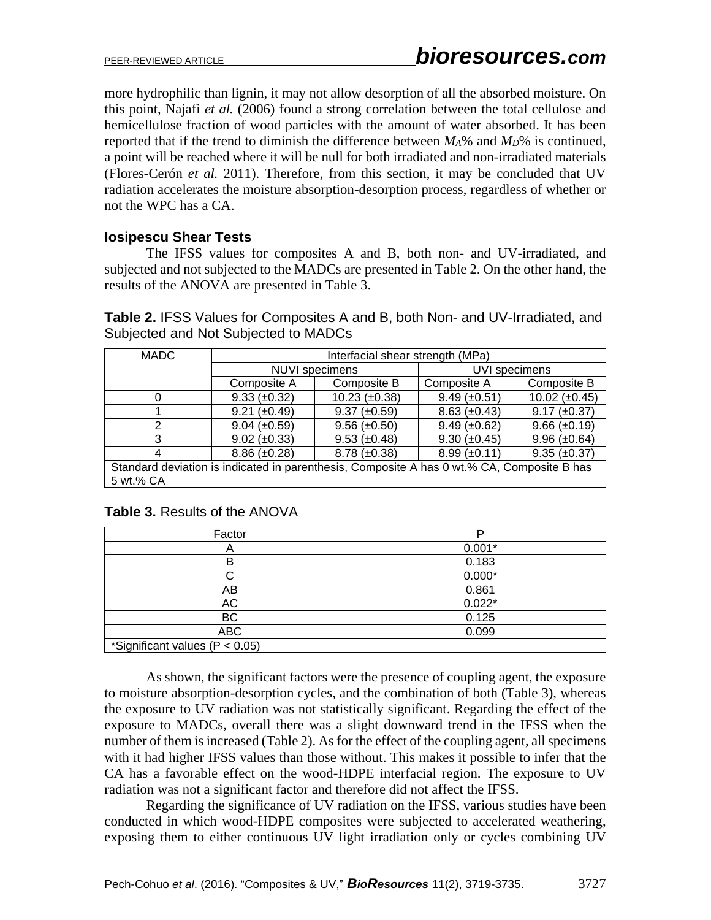more hydrophilic than lignin, it may not allow desorption of all the absorbed moisture. On this point, Najafi *et al.* (2006) found a strong correlation between the total cellulose and hemicellulose fraction of wood particles with the amount of water absorbed. It has been reported that if the trend to diminish the difference between $M_A$% and $M_D$% is continued, a point will be reached where it will be null for both irradiated and non-irradiated materials (Flores-Cerón *et al.* 2011). Therefore, from this section, it may be concluded that UV radiation accelerates the moisture absorption-desorption process, regardless of whether or not the WPC has a CA.

### Iosipescu Shear Tests

The IFSS values for composites A and B, both non- and UV-irradiated, and subjected and not subjected to the MADCs are presented in Table 2. On the other hand, the results of the ANOVA are presented in Table 3.

**Table 2.** IFSS Values for Composites A and B, both Non- and UV-Irradiated, and Subjected and Not Subjected to MADCs

| MADC | Interfacial shear strength (MPa) | | | |
|---|---|---|---|---|
| | NUVI specimens | | UVI specimens | |
| | Composite A | Composite B | Composite A | Composite B |
| 0 | 9.33 (±0.32) | 10.23 (±0.38) | 9.49 (±0.51) | 10.02 (±0.45) |
| 1 | 9.21 (±0.49) | 9.37 (±0.59) | 8.63 (±0.43) | 9.17 (±0.37) |
| 2 | 9.04 (±0.59) | 9.56 (±0.50) | 9.49 (±0.62) | 9.66 (±0.19) |
| 3 | 9.02 (±0.33) | 9.53 (±0.48) | 9.30 (±0.45) | 9.96 (±0.64) |
| 4 | 8.86 (±0.28) | 8.78 (±0.38) | 8.99 (±0.11) | 9.35 (±0.37) |

Standard deviation is indicated in parenthesis, Composite A has 0 wt.% CA, Composite B has 5 wt.% CA

**Table 3.** Results of the ANOVA

| Factor | P |
|---|---|
| A | 0.001* |
| B | 0.183 |
| C | 0.000* |
| AB | 0.861 |
| AC | 0.022* |
| BC | 0.125 |
| ABC | 0.099 |

*Significant values ($P < 0.05$)

As shown, the significant factors were the presence of coupling agent, the exposure to moisture absorption-desorption cycles, and the combination of both (Table 3), whereas the exposure to UV radiation was not statistically significant. Regarding the effect of the exposure to MADCs, overall there was a slight downward trend in the IFSS when the number of them is increased (Table 2). As for the effect of the coupling agent, all specimens with it had higher IFSS values than those without. This makes it possible to infer that the CA has a favorable effect on the wood-HDPE interfacial region. The exposure to UV radiation was not a significant factor and therefore did not affect the IFSS.

Regarding the significance of UV radiation on the IFSS, various studies have been conducted in which wood-HDPE composites were subjected to accelerated weathering, exposing them to either continuous UV light irradiation only or cycles combining UV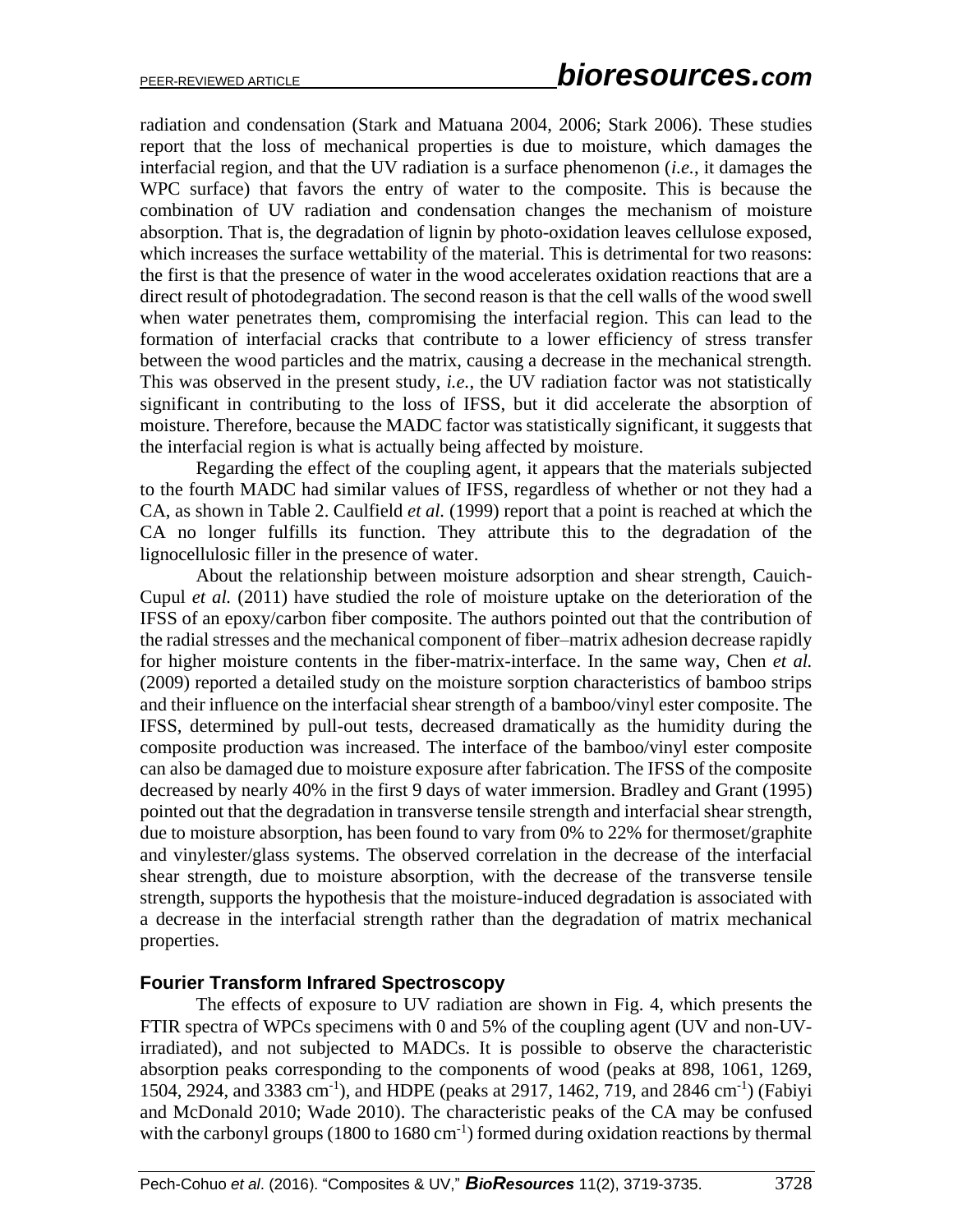radiation and condensation (Stark and Matuana 2004, 2006; Stark 2006). These studies report that the loss of mechanical properties is due to moisture, which damages the interfacial region, and that the UV radiation is a surface phenomenon (*i.e.*, it damages the WPC surface) that favors the entry of water to the composite. This is because the combination of UV radiation and condensation changes the mechanism of moisture absorption. That is, the degradation of lignin by photo-oxidation leaves cellulose exposed, which increases the surface wettability of the material. This is detrimental for two reasons: the first is that the presence of water in the wood accelerates oxidation reactions that are a direct result of photodegradation. The second reason is that the cell walls of the wood swell when water penetrates them, compromising the interfacial region. This can lead to the formation of interfacial cracks that contribute to a lower efficiency of stress transfer between the wood particles and the matrix, causing a decrease in the mechanical strength. This was observed in the present study, *i.e.*, the UV radiation factor was not statistically significant in contributing to the loss of IFSS, but it did accelerate the absorption of moisture. Therefore, because the MADC factor was statistically significant, it suggests that the interfacial region is what is actually being affected by moisture.

Regarding the effect of the coupling agent, it appears that the materials subjected to the fourth MADC had similar values of IFSS, regardless of whether or not they had a CA, as shown in Table 2. Caulfield *et al.* (1999) report that a point is reached at which the CA no longer fulfills its function. They attribute this to the degradation of the lignocellulosic filler in the presence of water.

About the relationship between moisture adsorption and shear strength, Cauich-Cupul *et al.* (2011) have studied the role of moisture uptake on the deterioration of the IFSS of an epoxy/carbon fiber composite. The authors pointed out that the contribution of the radial stresses and the mechanical component of fiber–matrix adhesion decrease rapidly for higher moisture contents in the fiber-matrix-interface. In the same way, Chen *et al.* (2009) reported a detailed study on the moisture sorption characteristics of bamboo strips and their influence on the interfacial shear strength of a bamboo/vinyl ester composite. The IFSS, determined by pull-out tests, decreased dramatically as the humidity during the composite production was increased. The interface of the bamboo/vinyl ester composite can also be damaged due to moisture exposure after fabrication. The IFSS of the composite decreased by nearly 40% in the first 9 days of water immersion. Bradley and Grant (1995) pointed out that the degradation in transverse tensile strength and interfacial shear strength, due to moisture absorption, has been found to vary from 0% to 22% for thermoset/graphite and vinylester/glass systems. The observed correlation in the decrease of the interfacial shear strength, due to moisture absorption, with the decrease of the transverse tensile strength, supports the hypothesis that the moisture-induced degradation is associated with a decrease in the interfacial strength rather than the degradation of matrix mechanical properties.

### Fourier Transform Infrared Spectroscopy

The effects of exposure to UV radiation are shown in Fig. 4, which presents the FTIR spectra of WPCs specimens with 0 and 5% of the coupling agent (UV and non-UV-irradiated), and not subjected to MADCs. It is possible to observe the characteristic absorption peaks corresponding to the components of wood (peaks at 898, 1061, 1269, 1504, 2924, and 3383 $cm^{-1}$), and HDPE (peaks at 2917, 1462, 719, and 2846 $cm^{-1}$) (Fabiyi and McDonald 2010; Wade 2010). The characteristic peaks of the CA may be confused with the carbonyl groups (1800 to 1680 $cm^{-1}$) formed during oxidation reactions by thermal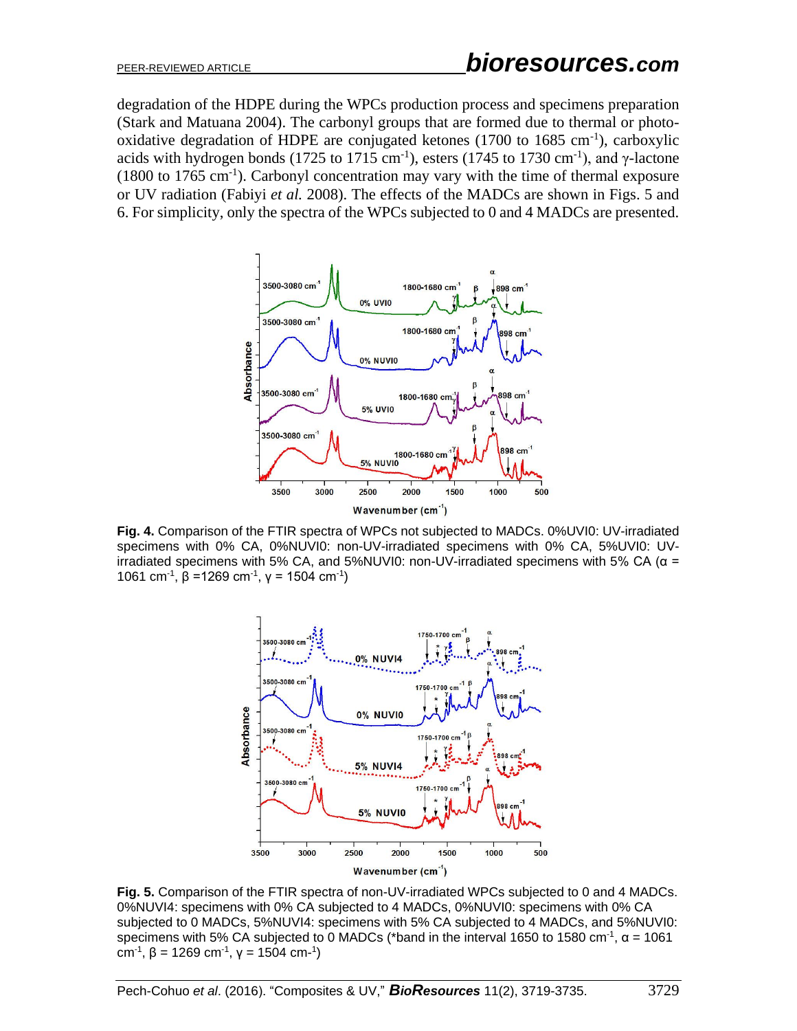degradation of the HDPE during the WPCs production process and specimens preparation (Stark and Matuana 2004). The carbonyl groups that are formed due to thermal or photo-oxidative degradation of HDPE are conjugated ketones (1700 to 1685 $cm^{-1}$), carboxylic acids with hydrogen bonds (1725 to 1715 $cm^{-1}$), esters (1745 to 1730 $cm^{-1}$), and γ-lactone (1800 to 1765 $cm^{-1}$). Carbonyl concentration may vary with the time of thermal exposure or UV radiation (Fabiyi *et al.* 2008). The effects of the MADCs are shown in Figs. 5 and 6. For simplicity, only the spectra of the WPCs subjected to 0 and 4 MADCs are presented.

**Fig. 4.** Comparison of the FTIR spectra of WPCs not subjected to MADCs. 0%UVI0: UV-irradiated specimens with 0% CA, 0%NUVI0: non-UV-irradiated specimens with 0% CA, 5%UVI0: UV-irradiated specimens with 5% CA, and 5%NUVI0: non-UV-irradiated specimens with 5% CA (α = 1061 $cm^{-1}$, β = 1269 $cm^{-1}$, γ = 1504 $cm^{-1}$)

**Fig. 5.** Comparison of the FTIR spectra of non-UV-irradiated WPCs subjected to 0 and 4 MADCs. 0%NUVI4: specimens with 0% CA subjected to 4 MADCs, 0%NUVI0: specimens with 0% CA subjected to 0 MADCs, 5%NUVI4: specimens with 5% CA subjected to 4 MADCs, and 5%NUVI0: specimens with 5% CA subjected to 0 MADCs (*band in the interval 1650 to 1580 $cm^{-1}$, α = 1061 $cm^{-1}$, β = 1269 $cm^{-1}$, γ = 1504 $cm^{-1}$)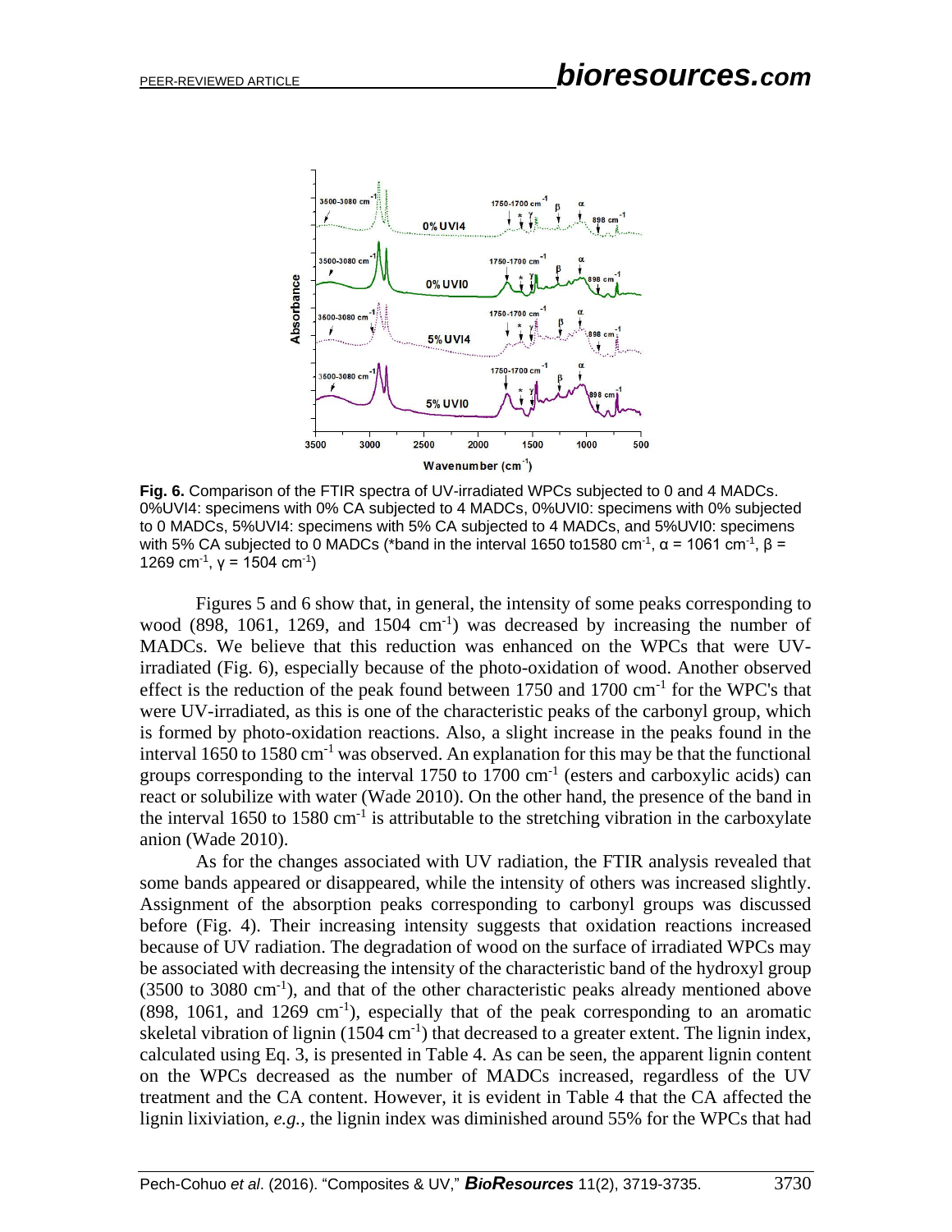**Fig. 6.** Comparison of the FTIR spectra of UV-irradiated WPCs subjected to 0 and 4 MADCs. 0%UVI4: specimens with 0% CA subjected to 4 MADCs, 0%UVI0: specimens with 0% subjected to 0 MADCs, 5%UVI4: specimens with 5% CA subjected to 4 MADCs, and 5%UVI0: specimens with 5% CA subjected to 0 MADCs (*band in the interval 1650 to1580 cm$^{-1}$, α = 1061 cm$^{-1}$, β = 1269 cm$^{-1}$, γ = 1504 cm$^{-1}$)

Figures 5 and 6 show that, in general, the intensity of some peaks corresponding to wood (898, 1061, 1269, and 1504 cm$^{-1}$) was decreased by increasing the number of MADCs. We believe that this reduction was enhanced on the WPCs that were UV-irradiated (Fig. 6), especially because of the photo-oxidation of wood. Another observed effect is the reduction of the peak found between 1750 and 1700 cm$^{-1}$ for the WPC's that were UV-irradiated, as this is one of the characteristic peaks of the carbonyl group, which is formed by photo-oxidation reactions. Also, a slight increase in the peaks found in the interval 1650 to 1580 cm$^{-1}$ was observed. An explanation for this may be that the functional groups corresponding to the interval 1750 to 1700 cm$^{-1}$ (esters and carboxylic acids) can react or solubilize with water (Wade 2010). On the other hand, the presence of the band in the interval 1650 to 1580 cm$^{-1}$ is attributable to the stretching vibration in the carboxylate anion (Wade 2010).

As for the changes associated with UV radiation, the FTIR analysis revealed that some bands appeared or disappeared, while the intensity of others was increased slightly. Assignment of the absorption peaks corresponding to carbonyl groups was discussed before (Fig. 4). Their increasing intensity suggests that oxidation reactions increased because of UV radiation. The degradation of wood on the surface of irradiated WPCs may be associated with decreasing the intensity of the characteristic band of the hydroxyl group (3500 to 3080 cm$^{-1}$), and that of the other characteristic peaks already mentioned above (898, 1061, and 1269 cm$^{-1}$), especially that of the peak corresponding to an aromatic skeletal vibration of lignin (1504 cm$^{-1}$) that decreased to a greater extent. The lignin index, calculated using Eq. 3, is presented in Table 4. As can be seen, the apparent lignin content on the WPCs decreased as the number of MADCs increased, regardless of the UV treatment and the CA content. However, it is evident in Table 4 that the CA affected the lignin lixiviation, *e.g.*, the lignin index was diminished around 55% for the WPCs that had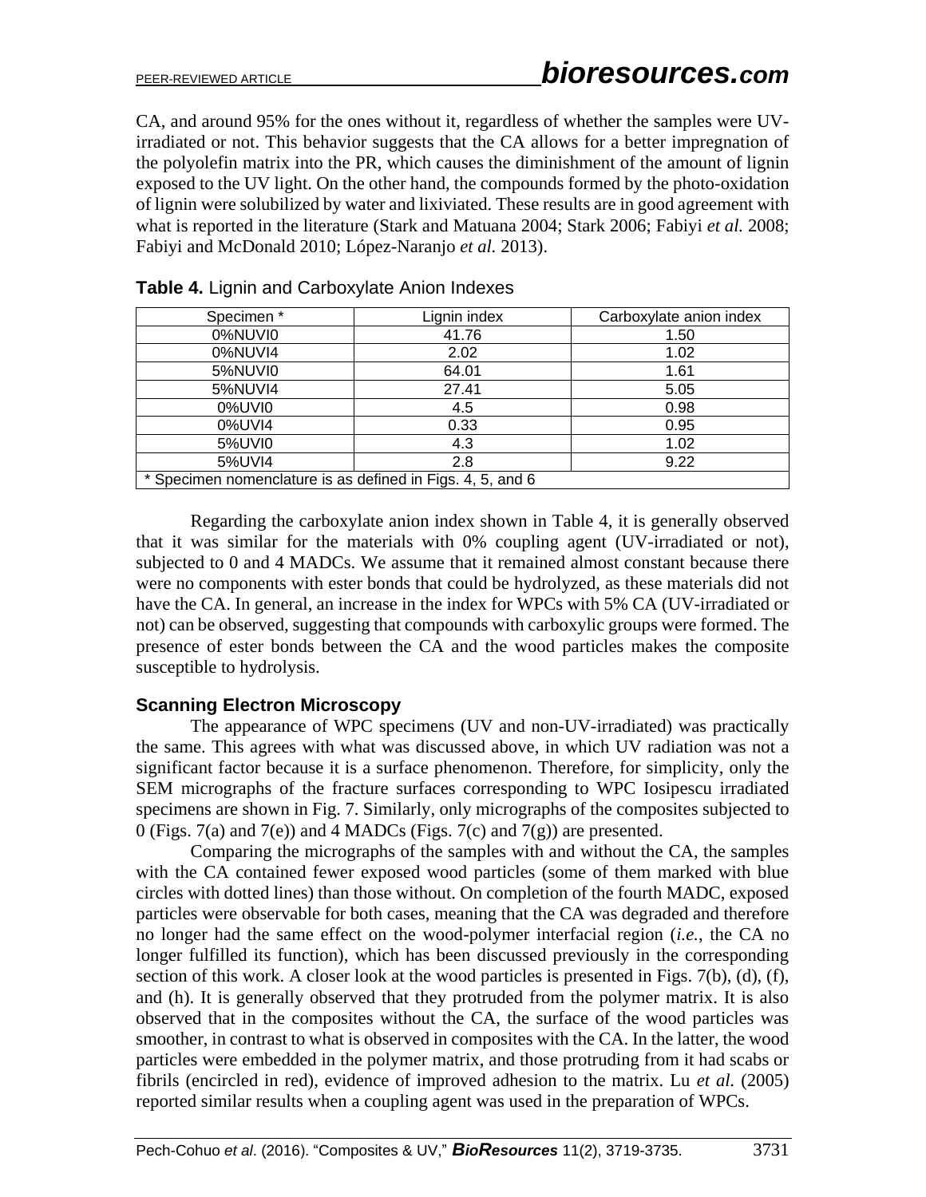CA, and around 95% for the ones without it, regardless of whether the samples were UV-irradiated or not. This behavior suggests that the CA allows for a better impregnation of the polyolefin matrix into the PR, which causes the diminishment of the amount of lignin exposed to the UV light. On the other hand, the compounds formed by the photo-oxidation of lignin were solubilized by water and lixiviated. These results are in good agreement with what is reported in the literature (Stark and Matuana 2004; Stark 2006; Fabiyi *et al.* 2008; Fabiyi and McDonald 2010; López-Naranjo *et al.* 2013).

**Table 4.** Lignin and Carboxylate Anion Indexes

| Specimen * | Lignin index | Carboxylate anion index |
|---|---|---|
| 0%NUVI0 | 41.76 | 1.50 |
| 0%NUVI4 | 2.02 | 1.02 |
| 5%NUVI0 | 64.01 | 1.61 |
| 5%NUVI4 | 27.41 | 5.05 |
| 0%UVI0 | 4.5 | 0.98 |
| 0%UVI4 | 0.33 | 0.95 |
| 5%UVI0 | 4.3 | 1.02 |
| 5%UVI4 | 2.8 | 9.22 |

\* Specimen nomenclature is as defined in Figs. 4, 5, and 6

Regarding the carboxylate anion index shown in Table 4, it is generally observed that it was similar for the materials with 0% coupling agent (UV-irradiated or not), subjected to 0 and 4 MADCs. We assume that it remained almost constant because there were no components with ester bonds that could be hydrolyzed, as these materials did not have the CA. In general, an increase in the index for WPCs with 5% CA (UV-irradiated or not) can be observed, suggesting that compounds with carboxylic groups were formed. The presence of ester bonds between the CA and the wood particles makes the composite susceptible to hydrolysis.

### Scanning Electron Microscopy

The appearance of WPC specimens (UV and non-UV-irradiated) was practically the same. This agrees with what was discussed above, in which UV radiation was not a significant factor because it is a surface phenomenon. Therefore, for simplicity, only the SEM micrographs of the fracture surfaces corresponding to WPC Iosipescu irradiated specimens are shown in Fig. 7. Similarly, only micrographs of the composites subjected to 0 (Figs. 7(a) and 7(e)) and 4 MADCs (Figs. 7(c) and 7(g)) are presented.

Comparing the micrographs of the samples with and without the CA, the samples with the CA contained fewer exposed wood particles (some of them marked with blue circles with dotted lines) than those without. On completion of the fourth MADC, exposed particles were observable for both cases, meaning that the CA was degraded and therefore no longer had the same effect on the wood-polymer interfacial region (*i.e.*, the CA no longer fulfilled its function), which has been discussed previously in the corresponding section of this work. A closer look at the wood particles is presented in Figs. 7(b), (d), (f), and (h). It is generally observed that they protruded from the polymer matrix. It is also observed that in the composites without the CA, the surface of the wood particles was smoother, in contrast to what is observed in composites with the CA. In the latter, the wood particles were embedded in the polymer matrix, and those protruding from it had scabs or fibrils (encircled in red), evidence of improved adhesion to the matrix. Lu *et al.* (2005) reported similar results when a coupling agent was used in the preparation of WPCs.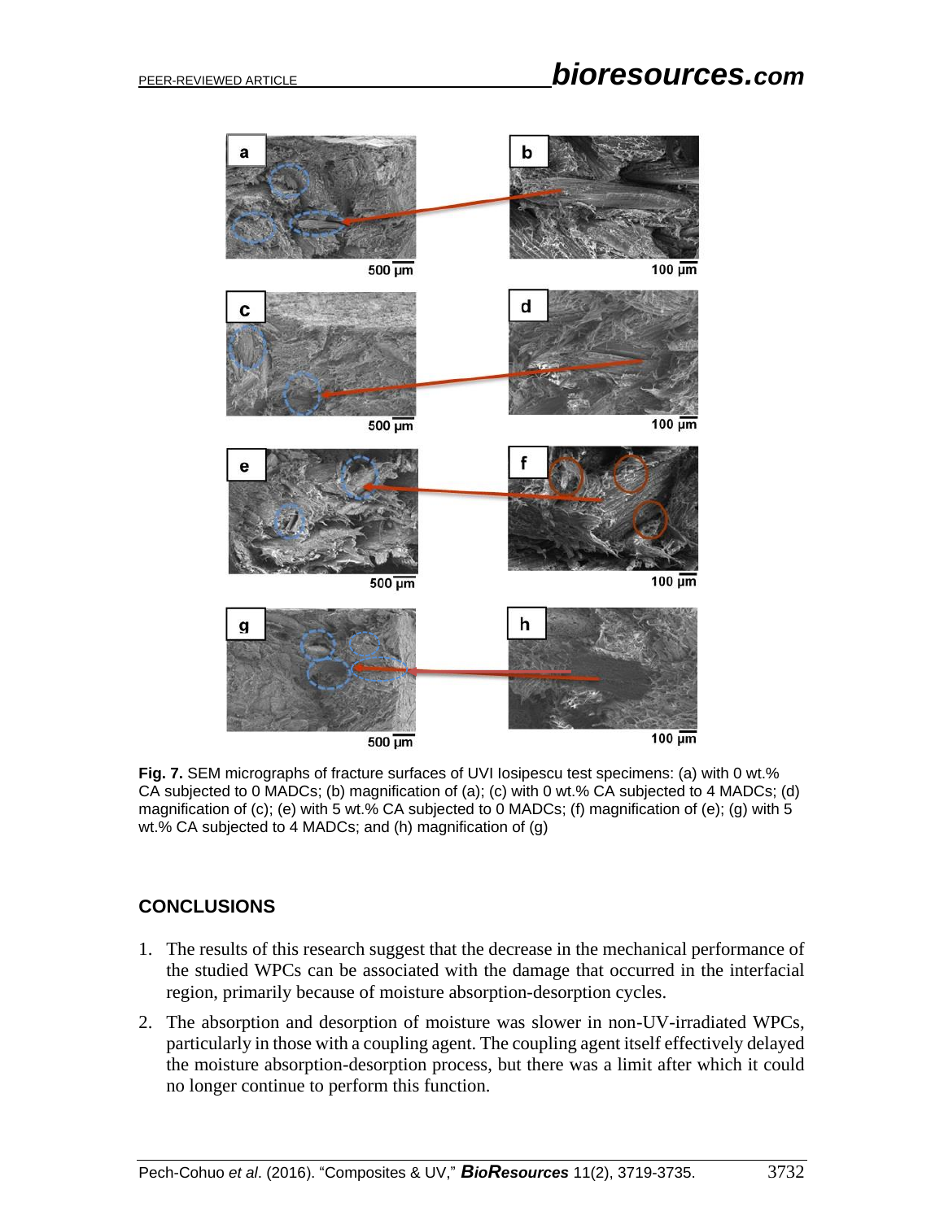**Fig. 7.** SEM micrographs of fracture surfaces of UVI Iosipescu test specimens: (a) with 0 wt.% CA subjected to 0 MADCs; (b) magnification of (a); (c) with 0 wt.% CA subjected to 4 MADCs; (d) magnification of (c); (e) with 5 wt.% CA subjected to 0 MADCs; (f) magnification of (e); (g) with 5 wt.% CA subjected to 4 MADCs; and (h) magnification of (g)

## CONCLUSIONS

1. The results of this research suggest that the decrease in the mechanical performance of the studied WPCs can be associated with the damage that occurred in the interfacial region, primarily because of moisture absorption-desorption cycles.
2. The absorption and desorption of moisture was slower in non-UV-irradiated WPCs, particularly in those with a coupling agent. The coupling agent itself effectively delayed the moisture absorption-desorption process, but there was a limit after which it could no longer continue to perform this function.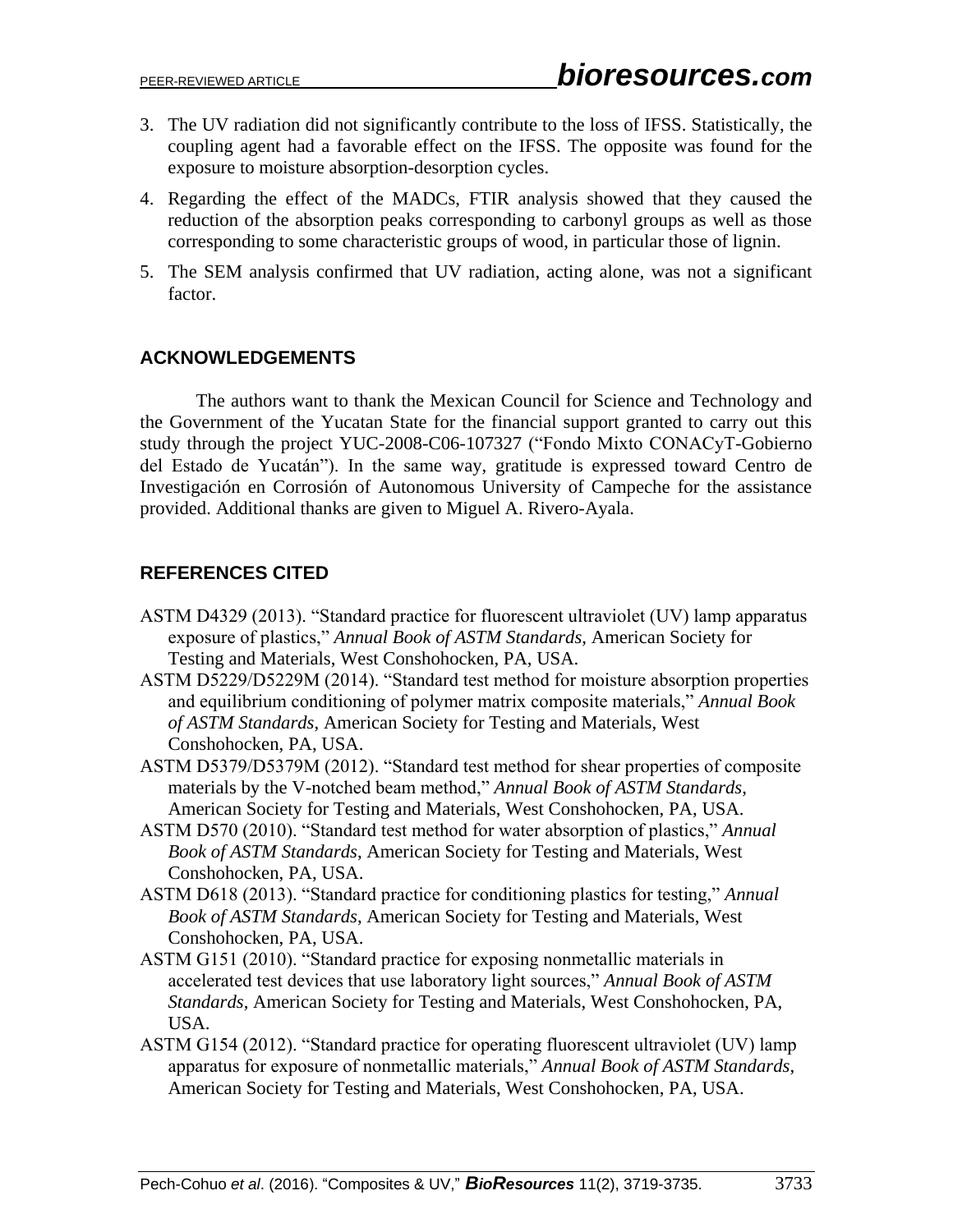3. The UV radiation did not significantly contribute to the loss of IFSS. Statistically, the coupling agent had a favorable effect on the IFSS. The opposite was found for the exposure to moisture absorption-desorption cycles.
4. Regarding the effect of the MADCs, FTIR analysis showed that they caused the reduction of the absorption peaks corresponding to carbonyl groups as well as those corresponding to some characteristic groups of wood, in particular those of lignin.
5. The SEM analysis confirmed that UV radiation, acting alone, was not a significant factor.

## ACKNOWLEDGEMENTS

The authors want to thank the Mexican Council for Science and Technology and the Government of the Yucatan State for the financial support granted to carry out this study through the project YUC-2008-C06-107327 ("Fondo Mixto CONACyT-Gobierno del Estado de Yucatán"). In the same way, gratitude is expressed toward Centro de Investigación en Corrosión of Autonomous University of Campeche for the assistance provided. Additional thanks are given to Miguel A. Rivero-Ayala.

## REFERENCES CITED

ASTM D4329 (2013). "Standard practice for fluorescent ultraviolet (UV) lamp apparatus exposure of plastics," *Annual Book of ASTM Standards*, American Society for Testing and Materials, West Conshohocken, PA, USA.

ASTM D5229/D5229M (2014). "Standard test method for moisture absorption properties and equilibrium conditioning of polymer matrix composite materials," *Annual Book of ASTM Standards*, American Society for Testing and Materials, West Conshohocken, PA, USA.

ASTM D5379/D5379M (2012). "Standard test method for shear properties of composite materials by the V-notched beam method," *Annual Book of ASTM Standards*, American Society for Testing and Materials, West Conshohocken, PA, USA.

ASTM D570 (2010). "Standard test method for water absorption of plastics," *Annual Book of ASTM Standards*, American Society for Testing and Materials, West Conshohocken, PA, USA.

ASTM D618 (2013). "Standard practice for conditioning plastics for testing," *Annual Book of ASTM Standards*, American Society for Testing and Materials, West Conshohocken, PA, USA.

ASTM G151 (2010). "Standard practice for exposing nonmetallic materials in accelerated test devices that use laboratory light sources," *Annual Book of ASTM Standards*, American Society for Testing and Materials, West Conshohocken, PA, USA.

ASTM G154 (2012). "Standard practice for operating fluorescent ultraviolet (UV) lamp apparatus for exposure of nonmetallic materials," *Annual Book of ASTM Standards*, American Society for Testing and Materials, West Conshohocken, PA, USA.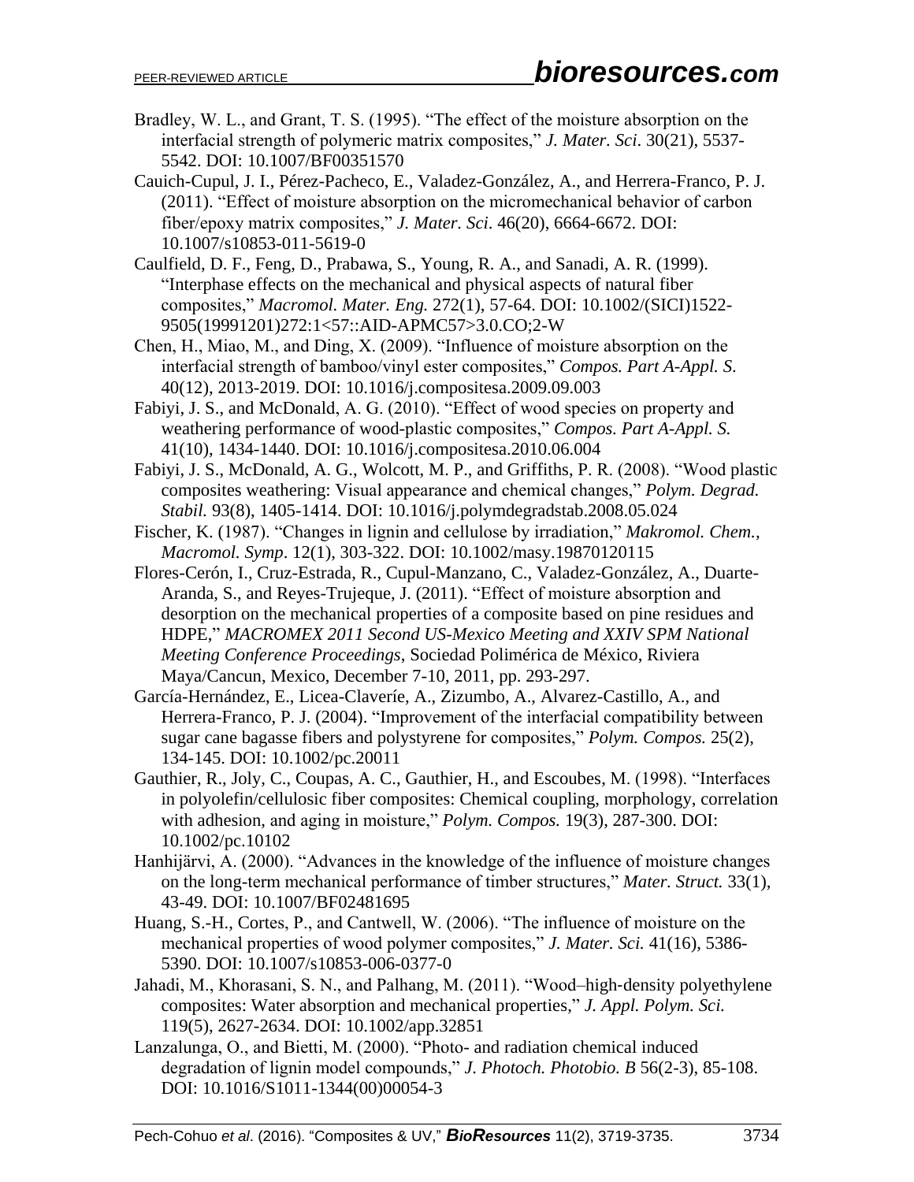Bradley, W. L., and Grant, T. S. (1995). "The effect of the moisture absorption on the interfacial strength of polymeric matrix composites," *J. Mater. Sci*. 30(21), 5537-5542. DOI: 10.1007/BF00351570

Cauich-Cupul, J. I., Pérez-Pacheco, E., Valadez-González, A., and Herrera-Franco, P. J. (2011). "Effect of moisture absorption on the micromechanical behavior of carbon fiber/epoxy matrix composites," *J. Mater. Sci*. 46(20), 6664-6672. DOI: 10.1007/s10853-011-5619-0

Caulfield, D. F., Feng, D., Prabawa, S., Young, R. A., and Sanadi, A. R. (1999). "Interphase effects on the mechanical and physical aspects of natural fiber composites," *Macromol. Mater. Eng.* 272(1), 57-64. DOI: 10.1002/(SICI)1522-9505(19991201)272:1<57::AID-APMC57>3.0.CO;2-W

Chen, H., Miao, M., and Ding, X. (2009). "Influence of moisture absorption on the interfacial strength of bamboo/vinyl ester composites," *Compos. Part A-Appl. S.* 40(12), 2013-2019. DOI: 10.1016/j.compositesa.2009.09.003

Fabiyi, J. S., and McDonald, A. G. (2010). "Effect of wood species on property and weathering performance of wood-plastic composites," *Compos. Part A-Appl. S.* 41(10), 1434-1440. DOI: 10.1016/j.compositesa.2010.06.004

Fabiyi, J. S., McDonald, A. G., Wolcott, M. P., and Griffiths, P. R. (2008). "Wood plastic composites weathering: Visual appearance and chemical changes," *Polym. Degrad. Stabil.* 93(8), 1405-1414. DOI: 10.1016/j.polymdegradstab.2008.05.024

Fischer, K. (1987). "Changes in lignin and cellulose by irradiation," *Makromol. Chem., Macromol. Symp*. 12(1), 303-322. DOI: 10.1002/masy.19870120115

Flores-Cerón, I., Cruz-Estrada, R., Cupul-Manzano, C., Valadez-González, A., Duarte-Aranda, S., and Reyes-Trujeque, J. (2011). "Effect of moisture absorption and desorption on the mechanical properties of a composite based on pine residues and HDPE," *MACROMEX 2011 Second US-Mexico Meeting and XXIV SPM National Meeting Conference Proceedings*, Sociedad Polimérica de México, Riviera Maya/Cancun, Mexico, December 7-10, 2011, pp. 293-297.

García-Hernández, E., Licea-Claveríe, A., Zizumbo, A., Alvarez-Castillo, A., and Herrera-Franco, P. J. (2004). "Improvement of the interfacial compatibility between sugar cane bagasse fibers and polystyrene for composites," *Polym. Compos.* 25(2), 134-145. DOI: 10.1002/pc.20011

Gauthier, R., Joly, C., Coupas, A. C., Gauthier, H., and Escoubes, M. (1998). "Interfaces in polyolefin/cellulosic fiber composites: Chemical coupling, morphology, correlation with adhesion, and aging in moisture," *Polym. Compos.* 19(3), 287-300. DOI: 10.1002/pc.10102

Hanhijärvi, A. (2000). "Advances in the knowledge of the influence of moisture changes on the long-term mechanical performance of timber structures," *Mater. Struct.* 33(1), 43-49. DOI: 10.1007/BF02481695

Huang, S.-H., Cortes, P., and Cantwell, W. (2006). "The influence of moisture on the mechanical properties of wood polymer composites," *J. Mater. Sci.* 41(16), 5386-5390. DOI: 10.1007/s10853-006-0377-0

Jahadi, M., Khorasani, S. N., and Palhang, M. (2011). "Wood–high-density polyethylene composites: Water absorption and mechanical properties," *J. Appl. Polym. Sci.* 119(5), 2627-2634. DOI: 10.1002/app.32851

Lanzalunga, O., and Bietti, M. (2000). "Photo- and radiation chemical induced degradation of lignin model compounds," *J. Photoch. Photobio. B* 56(2-3), 85-108. DOI: 10.1016/S1011-1344(00)00054-3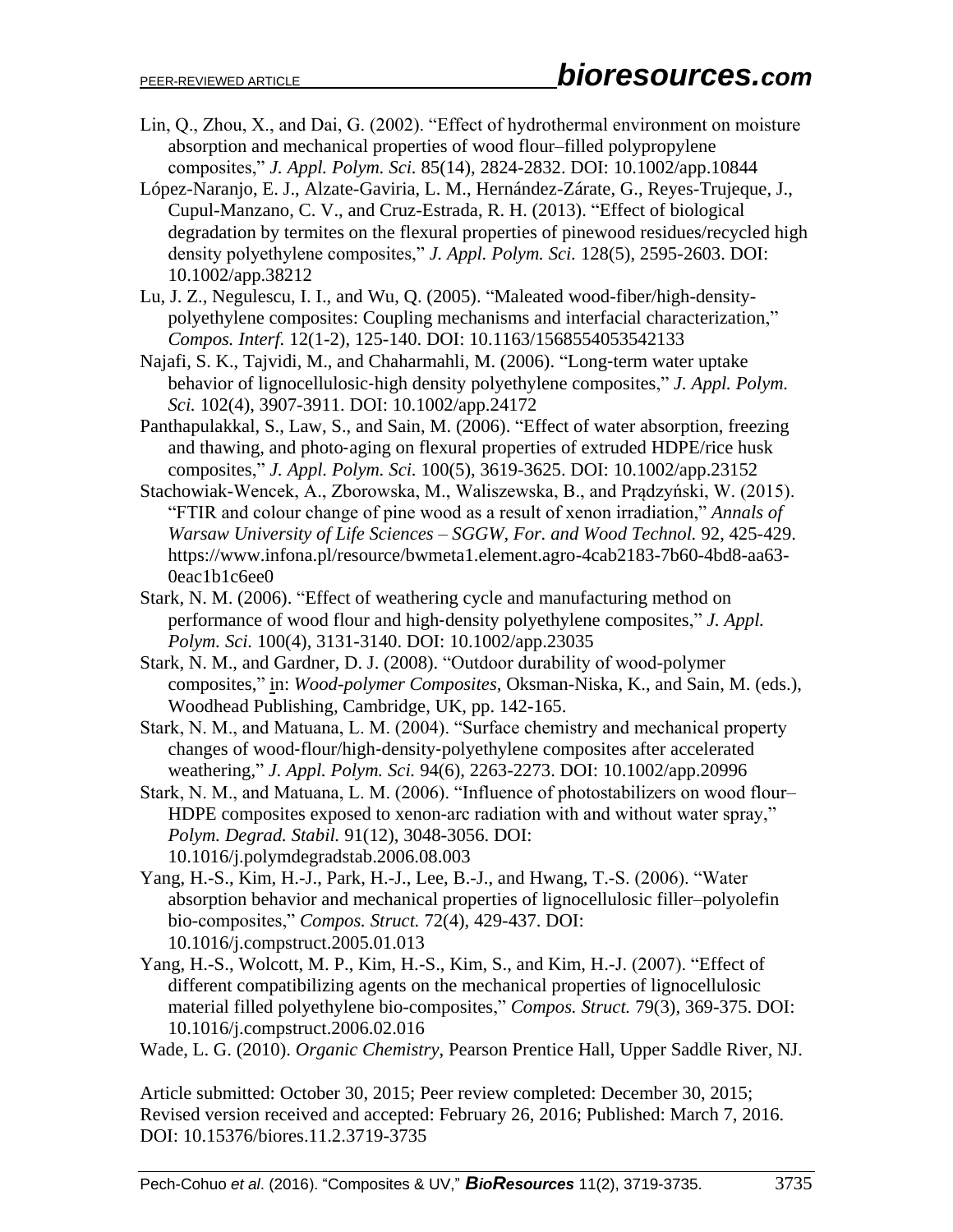Lin, Q., Zhou, X., and Dai, G. (2002). "Effect of hydrothermal environment on moisture absorption and mechanical properties of wood flour–filled polypropylene composites," *J. Appl. Polym. Sci.* 85(14), 2824-2832. DOI: 10.1002/app.10844

López-Naranjo, E. J., Alzate-Gaviria, L. M., Hernández-Zárate, G., Reyes-Trujeque, J., Cupul-Manzano, C. V., and Cruz-Estrada, R. H. (2013). "Effect of biological degradation by termites on the flexural properties of pinewood residues/recycled high density polyethylene composites," *J. Appl. Polym. Sci.* 128(5), 2595-2603. DOI: 10.1002/app.38212

Lu, J. Z., Negulescu, I. I., and Wu, Q. (2005). "Maleated wood-fiber/high-density-polyethylene composites: Coupling mechanisms and interfacial characterization," *Compos. Interf.* 12(1-2), 125-140. DOI: 10.1163/1568554053542133

Najafi, S. K., Tajvidi, M., and Chaharmahli, M. (2006). "Long-term water uptake behavior of lignocellulosic-high density polyethylene composites," *J. Appl. Polym. Sci.* 102(4), 3907-3911. DOI: 10.1002/app.24172

Panthapulakkal, S., Law, S., and Sain, M. (2006). "Effect of water absorption, freezing and thawing, and photo-aging on flexural properties of extruded HDPE/rice husk composites," *J. Appl. Polym. Sci.* 100(5), 3619-3625. DOI: 10.1002/app.23152

Stachowiak-Wencek, A., Zborowska, M., Waliszewska, B., and Prądzyński, W. (2015). "FTIR and colour change of pine wood as a result of xenon irradiation," *Annals of Warsaw University of Life Sciences – SGGW, For. and Wood Technol.* 92, 425-429. https://www.infona.pl/resource/bwmeta1.element.agro-4cab2183-7b60-4bd8-aa63-0eac1b1c6ee0

Stark, N. M. (2006). "Effect of weathering cycle and manufacturing method on performance of wood flour and high-density polyethylene composites," *J. Appl. Polym. Sci.* 100(4), 3131-3140. DOI: 10.1002/app.23035

Stark, N. M., and Gardner, D. J. (2008). "Outdoor durability of wood-polymer composites," in: *Wood-polymer Composites*, Oksman-Niska, K., and Sain, M. (eds.), Woodhead Publishing, Cambridge, UK, pp. 142-165.

Stark, N. M., and Matuana, L. M. (2004). "Surface chemistry and mechanical property changes of wood-flour/high-density-polyethylene composites after accelerated weathering," *J. Appl. Polym. Sci.* 94(6), 2263-2273. DOI: 10.1002/app.20996

Stark, N. M., and Matuana, L. M. (2006). "Influence of photostabilizers on wood flour–HDPE composites exposed to xenon-arc radiation with and without water spray," *Polym. Degrad. Stabil.* 91(12), 3048-3056. DOI: 10.1016/j.polymdegradstab.2006.08.003

Yang, H.-S., Kim, H.-J., Park, H.-J., Lee, B.-J., and Hwang, T.-S. (2006). "Water absorption behavior and mechanical properties of lignocellulosic filler–polyolefin bio-composites," *Compos. Struct.* 72(4), 429-437. DOI: 10.1016/j.compstruct.2005.01.013

Yang, H.-S., Wolcott, M. P., Kim, H.-S., Kim, S., and Kim, H.-J. (2007). "Effect of different compatibilizing agents on the mechanical properties of lignocellulosic material filled polyethylene bio-composites," *Compos. Struct.* 79(3), 369-375. DOI: 10.1016/j.compstruct.2006.02.016

Wade, L. G. (2010). *Organic Chemistry*, Pearson Prentice Hall, Upper Saddle River, NJ.

Article submitted: October 30, 2015; Peer review completed: December 30, 2015; Revised version received and accepted: February 26, 2016; Published: March 7, 2016. DOI: 10.15376/biores.11.2.3719-3735